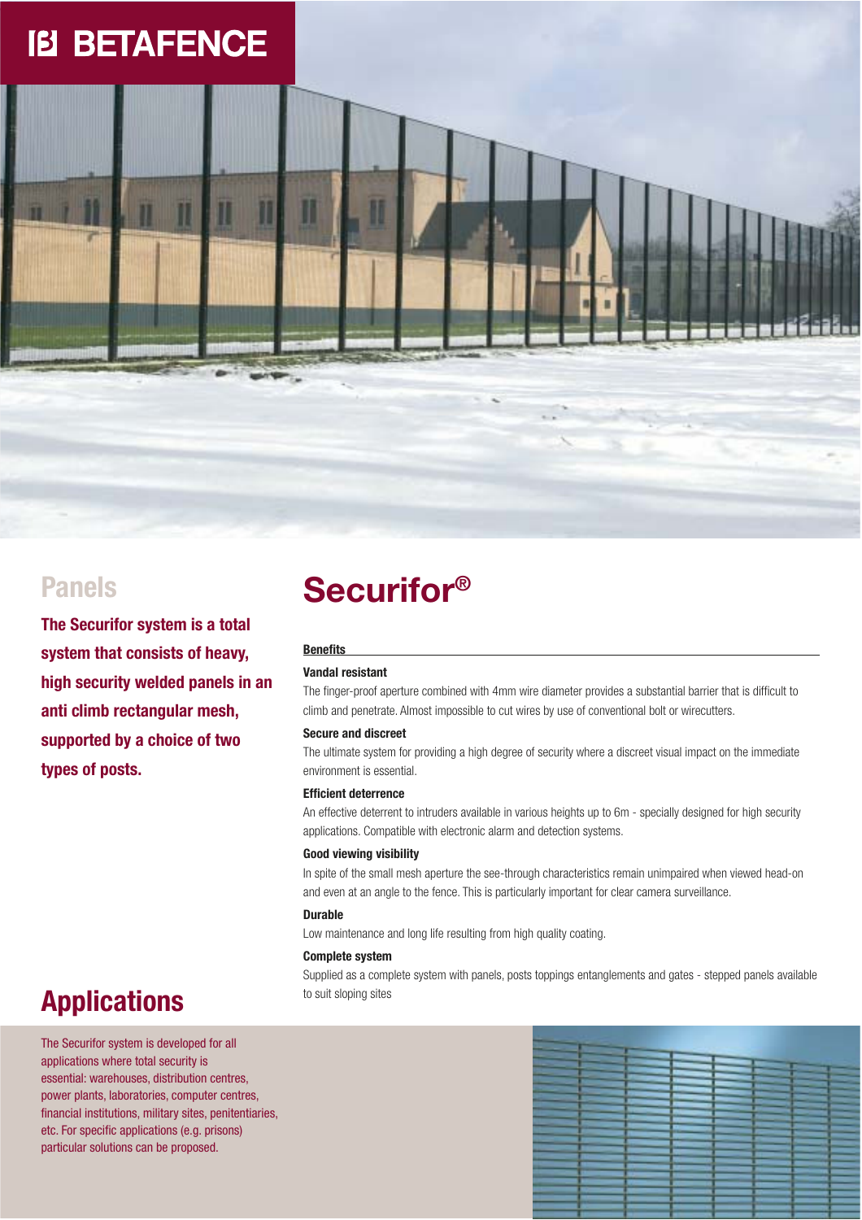BETAFENCE

## Panels

**The Securifor system is a total system that consists of heavy, high security welded panels in an anti climb rectangular mesh, supported by a choice of two types of posts.**

# Securifor®

**Benefits**

**Vandal resistant**

The finger-proof aperture combined with 4mm wire diameter provides a substantial barrier that is difficult to climb and penetrate. Almost impossible to cut wires by use of conventional bolt or wirecutters.

**Secure and discreet**

The ultimate system for providing a high degree of security where a discreet visual impact on the immediate environment is essential.

**Efficient deterrence**

An effective deterrent to intruders available in various heights up to 6m - specially designed for high security applications. Compatible with electronic alarm and detection systems.

**Good viewing visibility**

In spite of the small mesh aperture the see-through characteristics remain unimpaired when viewed head-on and even at an angle to the fence. This is particularly important for clear camera surveillance.

**Durable**

Low maintenance and long life resulting from high quality coating.

**Complete system**

Supplied as a complete system with panels, posts toppings entanglements and gates - stepped panels available to suit sloping sites

## Applications

The Securifor system is developed for all applications where total security is essential: warehouses, distribution centres, power plants, laboratories, computer centres, financial institutions, military sites, penitentiaries, etc. For specific applications (e.g. prisons) particular solutions can be proposed.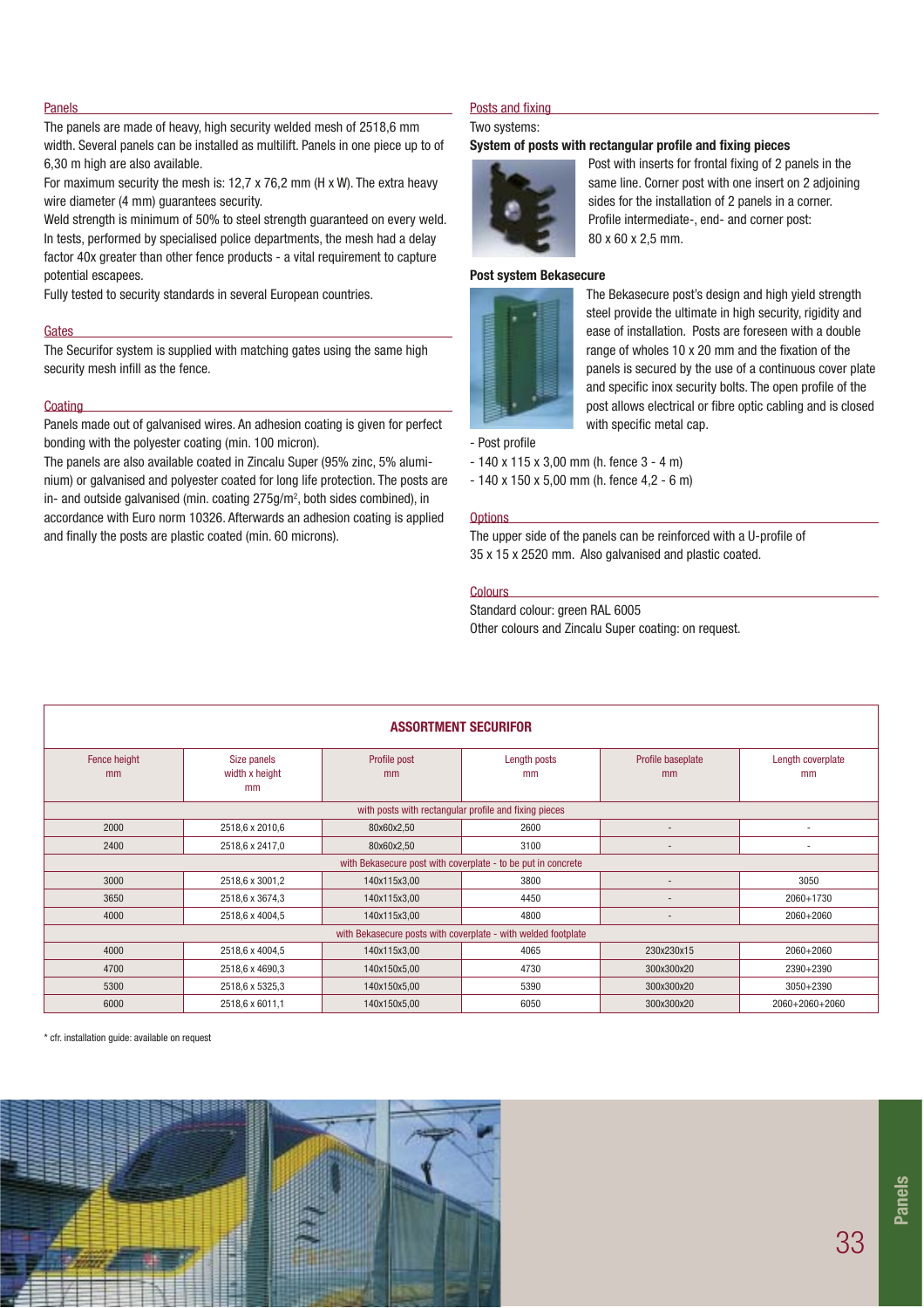## Panels

The panels are made of heavy, high security welded mesh of 2518,6 mm width. Several panels can be installed as multilift. Panels in one piece up to of 6,30 m high are also available.

For maximum security the mesh is: 12,7 x 76,2 mm (H x W). The extra heavy wire diameter (4 mm) guarantees security.

Weld strength is minimum of 50% to steel strength guaranteed on every weld. In tests, performed by specialised police departments, the mesh had a delay factor 40x greater than other fence products - a vital requirement to capture potential escapees.

Fully tested to security standards in several European countries.

## Gates

The Securifor system is supplied with matching gates using the same high security mesh infill as the fence.

## Coating

Panels made out of galvanised wires. An adhesion coating is given for perfect bonding with the polyester coating (min. 100 micron).

The panels are also available coated in Zincalu Super (95% zinc, 5% aluminium) or galvanised and polyester coated for long life protection. The posts are in- and outside galvanised (min. coating 275g/m², both sides combined), in accordance with Euro norm 10326. Afterwards an adhesion coating is applied and finally the posts are plastic coated (min. 60 microns).

## Posts and fixing

Two systems:

**System of posts with rectangular profile and fixing pieces**

Post with inserts for frontal fixing of 2 panels in the same line. Corner post with one insert on 2 adjoining sides for the installation of 2 panels in a corner. Profile intermediate-, end- and corner post: 80 x 60 x 2,5 mm.

**Post system Bekasecure**

The Bekasecure post's design and high yield strength steel provide the ultimate in high security, rigidity and ease of installation. Posts are foreseen with a double range of wholes 10 x 20 mm and the fixation of the panels is secured by the use of a continuous cover plate and specific inox security bolts. The open profile of the post allows electrical or fibre optic cabling and is closed with specific metal cap.

- Post profile
- 140 x 115 x 3,00 mm (h. fence 3 - 4 m)
- 140 x 150 x 5,00 mm (h. fence 4,2 - 6 m)

## Options

The upper side of the panels can be reinforced with a U-profile of 35 x 15 x 2520 mm. Also galvanised and plastic coated.

## Colours

Standard colour: green RAL 6005

Other colours and Zincalu Super coating: on request.

**ASSORTMENT SECURIFOR**

| Fence height mm | Size panels width x height mm | Profile post mm | Length posts mm | Profile baseplate mm | Length coverplate mm |
|---|---|---|---|---|---|
| with posts with rectangular profile and fixing pieces | | | | | |
| 2000 | 2518,6 x 2010,6 | 80x60x2,50 | 2600 | - | - |
| 2400 | 2518,6 x 2417,0 | 80x60x2,50 | 3100 | - | - |
| with Bekasecure post with coverplate - to be put in concrete | | | | | |
| 3000 | 2518,6 x 3001,2 | 140x115x3,00 | 3800 | - | 3050 |
| 3650 | 2518,6 x 3674,3 | 140x115x3,00 | 4450 | - | 2060+1730 |
| 4000 | 2518,6 x 4004,5 | 140x115x3,00 | 4800 | - | 2060+2060 |
| with Bekasecure posts with coverplate - with welded footplate | | | | | |
| 4000 | 2518,6 x 4004,5 | 140x115x3,00 | 4065 | 230x230x15 | 2060+2060 |
| 4700 | 2518,6 x 4690,3 | 140x150x5,00 | 4730 | 300x300x20 | 2390+2390 |
| 5300 | 2518,6 x 5325,3 | 140x150x5,00 | 5390 | 300x300x20 | 3050+2390 |
| 6000 | 2518,6 x 6011,1 | 140x150x5,00 | 6050 | 300x300x20 | 2060+2060+2060 |

* cfr. installation guide: available on request